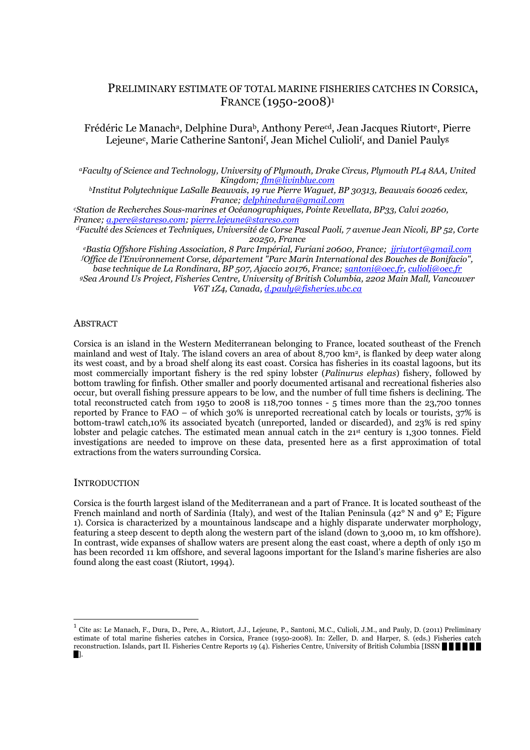# PRELIMINARY ESTIMATE OF TOTAL MARINE FISHERIES CATCHES IN CORSICA, FRANCE (1950-2008)[1]

Frédéric Le Manach[a], Delphine Dura[b], Anthony Pere[cd], Jean Jacques Riutort[e], Pierre Lejeune[c], Marie Catherine Santoni[f], Jean Michel Culioli[f], and Daniel Pauly[g]

*[a]Faculty of Science and Technology, University of Plymouth, Drake Circus, Plymouth PL4 8AA, United Kingdom; flm@livinblue.com*

*[b]Institut Polytechnique LaSalle Beauvais, 19 rue Pierre Waguet, BP 30313, Beauvais 60026 cedex, France; delphinedura@gmail.com*

*[c]Station de Recherches Sous-marines et Océanographiques, Pointe Revellata, BP33, Calvi 20260, France; a.pere@stareso.com; pierre.lejeune@stareso.com*

*[d]Faculté des Sciences et Techniques, Université de Corse Pascal Paoli, 7 avenue Jean Nicoli, BP 52, Corte 20250, France*

*[e]Bastia Offshore Fishing Association, 8 Parc Impérial, Furiani 20600, France; jjriutort@gmail.com*

*[f]Office de l'Environnement Corse, département "Parc Marin International des Bouches de Bonifacio", base technique de La Rondinara, BP 507, Ajaccio 20176, France; santoni@oec.fr, culioli@oec.fr*

*[g]Sea Around Us Project, Fisheries Centre, University of British Columbia, 2202 Main Mall, Vancouver V6T 1Z4, Canada, d.pauly@fisheries.ubc.ca*

## ABSTRACT

Corsica is an island in the Western Mediterranean belonging to France, located southeast of the French mainland and west of Italy. The island covers an area of about 8,700 km$^2$, is flanked by deep water along its west coast, and by a broad shelf along its east coast. Corsica has fisheries in its coastal lagoons, but its most commercially important fishery is the red spiny lobster (*Palinurus elephas*) fishery, followed by bottom trawling for finfish. Other smaller and poorly documented artisanal and recreational fisheries also occur, but overall fishing pressure appears to be low, and the number of full time fishers is declining. The total reconstructed catch from 1950 to 2008 is 118,700 tonnes - 5 times more than the 23,700 tonnes reported by France to FAO – of which 30% is unreported recreational catch by locals or tourists, 37% is bottom-trawl catch,10% its associated bycatch (unreported, landed or discarded), and 23% is red spiny lobster and pelagic catches. The estimated mean annual catch in the 21st century is 1,300 tonnes. Field investigations are needed to improve on these data, presented here as a first approximation of total extractions from the waters surrounding Corsica.

## INTRODUCTION

Corsica is the fourth largest island of the Mediterranean and a part of France. It is located southeast of the French mainland and north of Sardinia (Italy), and west of the Italian Peninsula (42° N and 9° E; Figure 1). Corsica is characterized by a mountainous landscape and a highly disparate underwater morphology, featuring a steep descent to depth along the western part of the island (down to 3,000 m, 10 km offshore). In contrast, wide expanses of shallow waters are present along the east coast, where a depth of only 150 m has been recorded 11 km offshore, and several lagoons important for the Island's marine fisheries are also found along the east coast (Riutort, 1994).

---

[1] Cite as: Le Manach, F., Dura, D., Pere, A., Riutort, J.J., Lejeune, P., Santoni, M.C., Culioli, J.M., and Pauly, D. (2011) Preliminary estimate of total marine fisheries catches in Corsica, France (1950-2008). In: Zeller, D. and Harper, S. (eds.) Fisheries catch reconstruction. Islands, part II. Fisheries Centre Reports 19 (4). Fisheries Centre, University of British Columbia [ISSN ██████].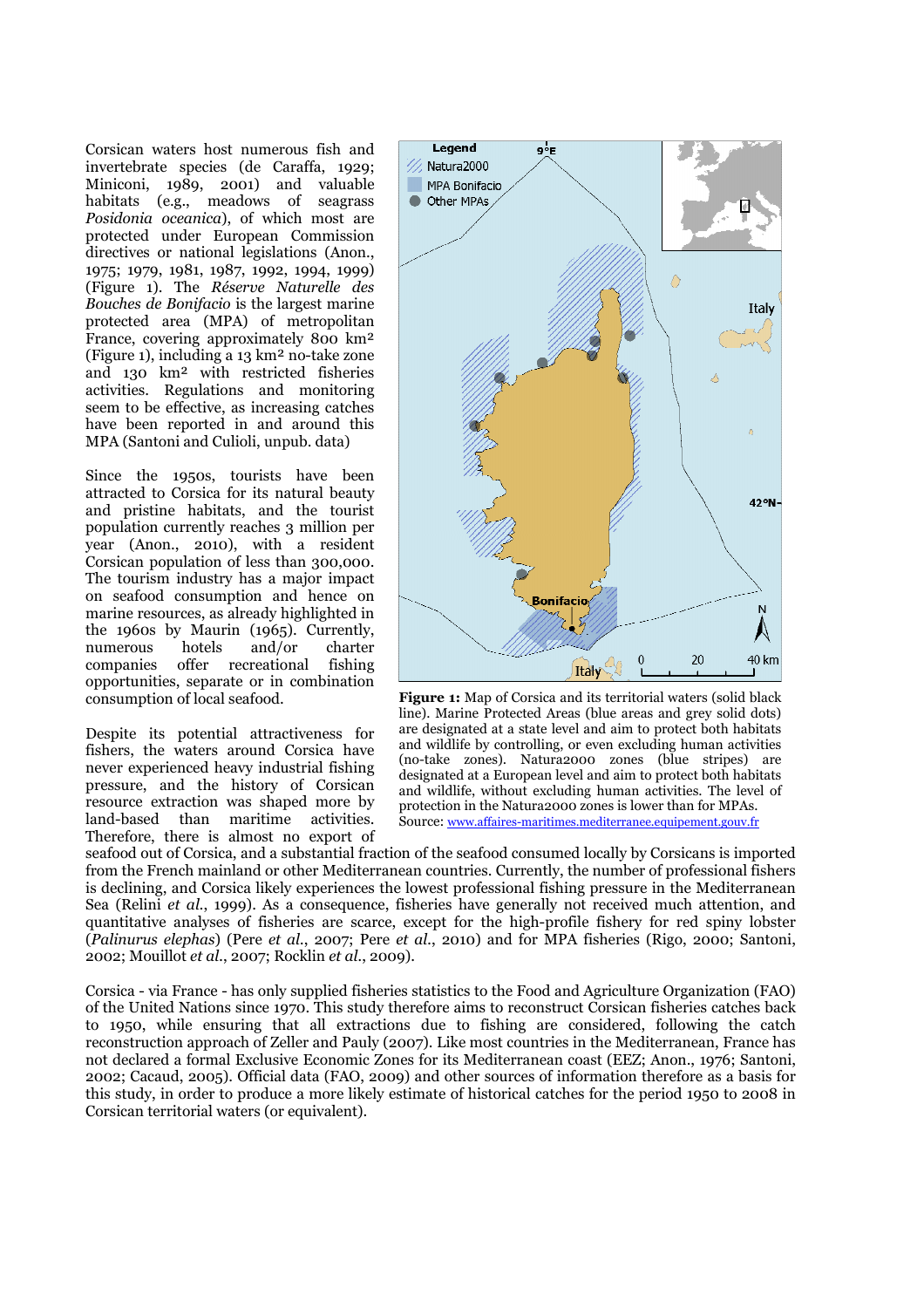Corsican waters host numerous fish and invertebrate species (de Caraffa, 1929; Miniconi, 1989, 2001) and valuable habitats (e.g., meadows of seagrass *Posidonia oceanica*), of which most are protected under European Commission directives or national legislations (Anon., 1975; 1979, 1981, 1987, 1992, 1994, 1999) (Figure 1). The *Réserve Naturelle des Bouches de Bonifacio* is the largest marine protected area (MPA) of metropolitan France, covering approximately 800 km² (Figure 1), including a 13 km² no-take zone and 130 km² with restricted fisheries activities. Regulations and monitoring seem to be effective, as increasing catches have been reported in and around this MPA (Santoni and Culioli, unpub. data)

Since the 1950s, tourists have been attracted to Corsica for its natural beauty and pristine habitats, and the tourist population currently reaches 3 million per year (Anon., 2010), with a resident Corsican population of less than 300,000. The tourism industry has a major impact on seafood consumption and hence on marine resources, as already highlighted in the 1960s by Maurin (1965). Currently, numerous hotels and/or charter companies offer recreational fishing opportunities, separate or in combination consumption of local seafood.

Despite its potential attractiveness for fishers, the waters around Corsica have never experienced heavy industrial fishing pressure, and the history of Corsican resource extraction was shaped more by land-based than maritime activities. Therefore, there is almost no export of seafood out of Corsica, and a substantial fraction of the seafood consumed locally by Corsicans is imported from the French mainland or other Mediterranean countries. Currently, the number of professional fishers is declining, and Corsica likely experiences the lowest professional fishing pressure in the Mediterranean Sea (Relini *et al.*, 1999). As a consequence, fisheries have generally not received much attention, and quantitative analyses of fisheries are scarce, except for the high-profile fishery for red spiny lobster (*Palinurus elephas*) (Pere *et al.*, 2007; Pere *et al.*, 2010) and for MPA fisheries (Rigo, 2000; Santoni, 2002; Mouillot *et al.*, 2007; Rocklin *et al.*, 2009).

**Figure 1:** Map of Corsica and its territorial waters (solid black line). Marine Protected Areas (blue areas and grey solid dots) are designated at a state level and aim to protect both habitats and wildlife by controlling, or even excluding human activities (no-take zones). Natura2000 zones (blue stripes) are designated at a European level and aim to protect both habitats and wildlife, without excluding human activities. The level of protection in the Natura2000 zones is lower than for MPAs. Source: www.affaires-maritimes.mediterranee.equipement.gouv.fr

Corsica - via France - has only supplied fisheries statistics to the Food and Agriculture Organization (FAO) of the United Nations since 1970. This study therefore aims to reconstruct Corsican fisheries catches back to 1950, while ensuring that all extractions due to fishing are considered, following the catch reconstruction approach of Zeller and Pauly (2007). Like most countries in the Mediterranean, France has not declared a formal Exclusive Economic Zones for its Mediterranean coast (EEZ; Anon., 1976; Santoni, 2002; Cacaud, 2005). Official data (FAO, 2009) and other sources of information therefore as a basis for this study, in order to produce a more likely estimate of historical catches for the period 1950 to 2008 in Corsican territorial waters (or equivalent).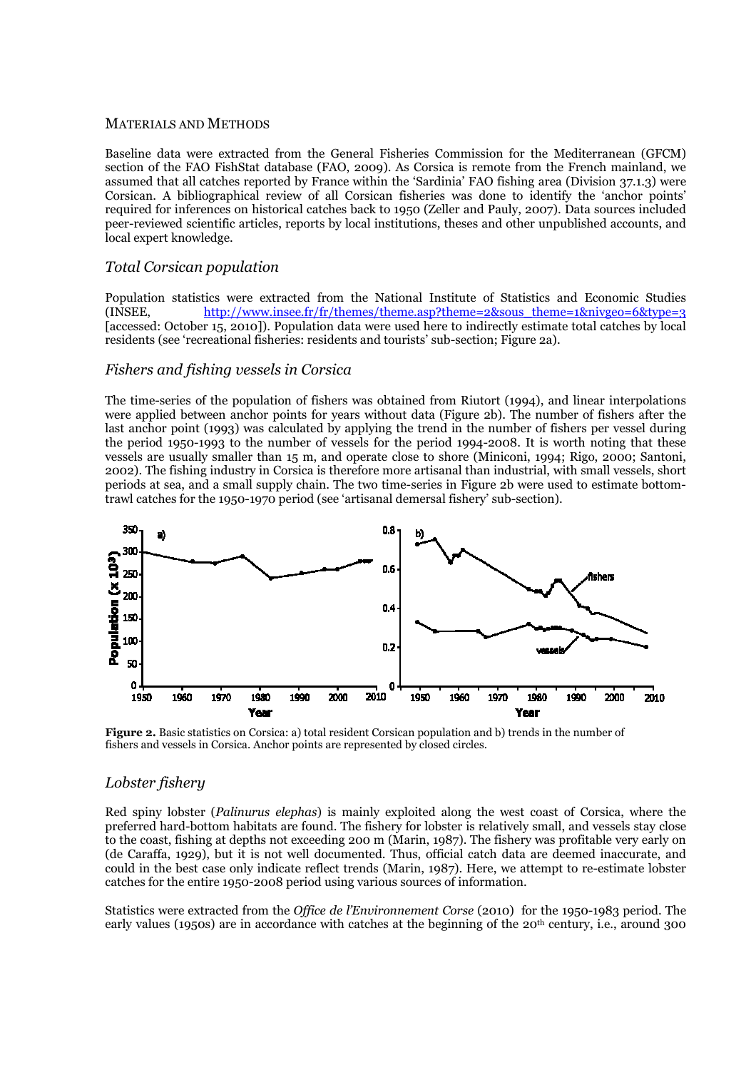MATERIALS AND METHODS

Baseline data were extracted from the General Fisheries Commission for the Mediterranean (GFCM) section of the FAO FishStat database (FAO, 2009). As Corsica is remote from the French mainland, we assumed that all catches reported by France within the 'Sardinia' FAO fishing area (Division 37.1.3) were Corsican. A bibliographical review of all Corsican fisheries was done to identify the 'anchor points' required for inferences on historical catches back to 1950 (Zeller and Pauly, 2007). Data sources included peer-reviewed scientific articles, reports by local institutions, theses and other unpublished accounts, and local expert knowledge.

### *Total Corsican population*

Population statistics were extracted from the National Institute of Statistics and Economic Studies (INSEE, http://www.insee.fr/fr/themes/theme.asp?theme=2&sous_theme=1&nivgeo=6&type=3 [accessed: October 15, 2010]). Population data were used here to indirectly estimate total catches by local residents (see 'recreational fisheries: residents and tourists' sub-section; Figure 2a).

### *Fishers and fishing vessels in Corsica*

The time-series of the population of fishers was obtained from Riutort (1994), and linear interpolations were applied between anchor points for years without data (Figure 2b). The number of fishers after the last anchor point (1993) was calculated by applying the trend in the number of fishers per vessel during the period 1950-1993 to the number of vessels for the period 1994-2008. It is worth noting that these vessels are usually smaller than 15 m, and operate close to shore (Miniconi, 1994; Rigo, 2000; Santoni, 2002). The fishing industry in Corsica is therefore more artisanal than industrial, with small vessels, short periods at sea, and a small supply chain. The two time-series in Figure 2b were used to estimate bottom-trawl catches for the 1950-1970 period (see 'artisanal demersal fishery' sub-section).

**Figure 2.** Basic statistics on Corsica: a) total resident Corsican population and b) trends in the number of fishers and vessels in Corsica. Anchor points are represented by closed circles.

### *Lobster fishery*

Red spiny lobster (*Palinurus elephas*) is mainly exploited along the west coast of Corsica, where the preferred hard-bottom habitats are found. The fishery for lobster is relatively small, and vessels stay close to the coast, fishing at depths not exceeding 200 m (Marin, 1987). The fishery was profitable very early on (de Caraffa, 1929), but it is not well documented. Thus, official catch data are deemed inaccurate, and could in the best case only indicate reflect trends (Marin, 1987). Here, we attempt to re-estimate lobster catches for the entire 1950-2008 period using various sources of information.

Statistics were extracted from the *Office de l'Environnement Corse* (2010) for the 1950-1983 period. The early values (1950s) are in accordance with catches at the beginning of the 20th century, i.e., around 300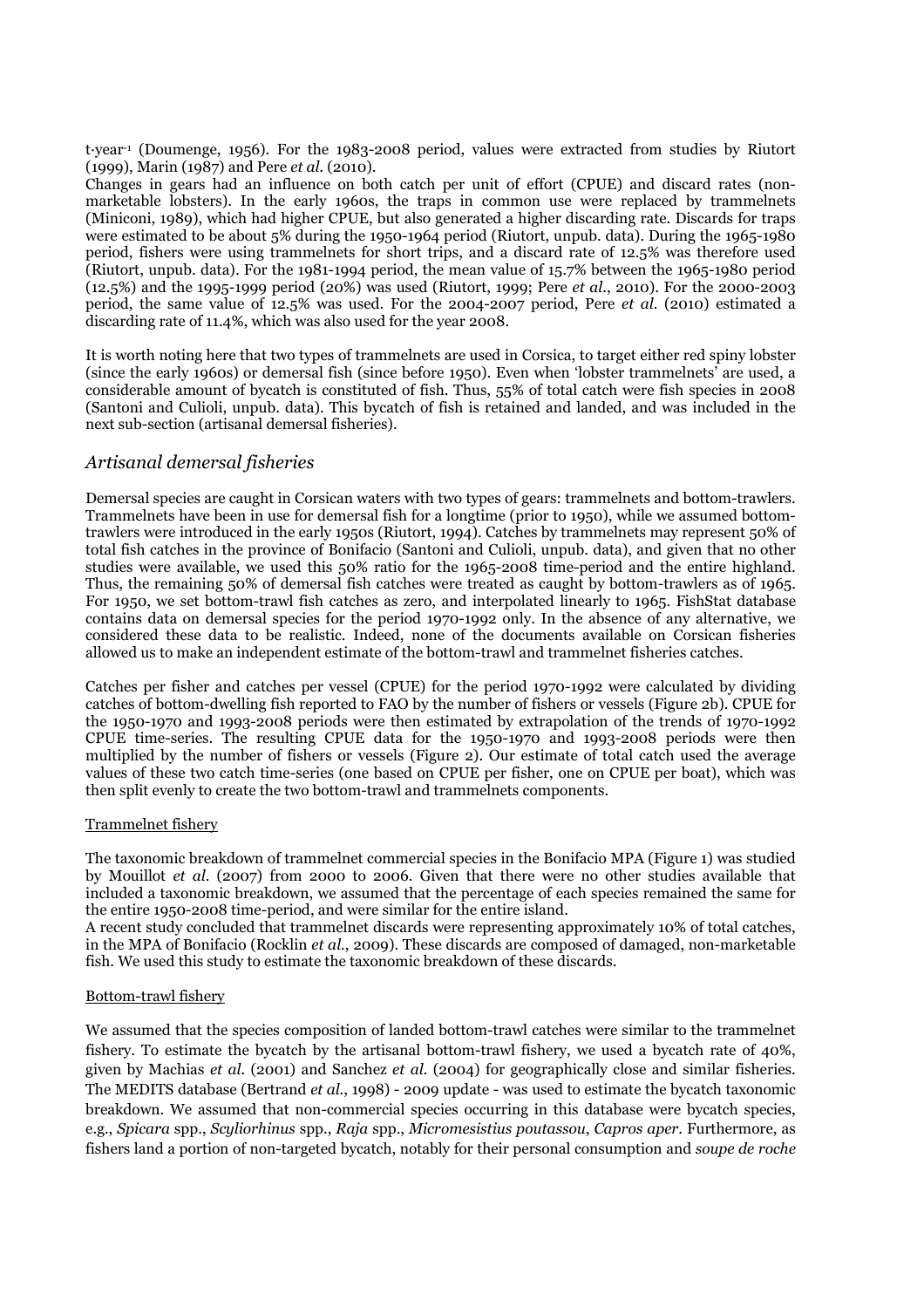t·year⁻¹ (Doumenge, 1956). For the 1983-2008 period, values were extracted from studies by Riutort (1999), Marin (1987) and Pere *et al.* (2010).

Changes in gears had an influence on both catch per unit of effort (CPUE) and discard rates (non-marketable lobsters). In the early 1960s, the traps in common use were replaced by trammelnets (Miniconi, 1989), which had higher CPUE, but also generated a higher discarding rate. Discards for traps were estimated to be about 5% during the 1950-1964 period (Riutort, unpub. data). During the 1965-1980 period, fishers were using trammelnets for short trips, and a discard rate of 12.5% was therefore used (Riutort, unpub. data). For the 1981-1994 period, the mean value of 15.7% between the 1965-1980 period (12.5%) and the 1995-1999 period (20%) was used (Riutort, 1999; Pere *et al.*, 2010). For the 2000-2003 period, the same value of 12.5% was used. For the 2004-2007 period, Pere *et al.* (2010) estimated a discarding rate of 11.4%, which was also used for the year 2008.

It is worth noting here that two types of trammelnets are used in Corsica, to target either red spiny lobster (since the early 1960s) or demersal fish (since before 1950). Even when 'lobster trammelnets' are used, a considerable amount of bycatch is constituted of fish. Thus, 55% of total catch were fish species in 2008 (Santoni and Culioli, unpub. data). This bycatch of fish is retained and landed, and was included in the next sub-section (artisanal demersal fisheries).

## *Artisanal demersal fisheries*

Demersal species are caught in Corsican waters with two types of gears: trammelnets and bottom-trawlers. Trammelnets have been in use for demersal fish for a longtime (prior to 1950), while we assumed bottom-trawlers were introduced in the early 1950s (Riutort, 1994). Catches by trammelnets may represent 50% of total fish catches in the province of Bonifacio (Santoni and Culioli, unpub. data), and given that no other studies were available, we used this 50% ratio for the 1965-2008 time-period and the entire highland. Thus, the remaining 50% of demersal fish catches were treated as caught by bottom-trawlers as of 1965. For 1950, we set bottom-trawl fish catches as zero, and interpolated linearly to 1965. FishStat database contains data on demersal species for the period 1970-1992 only. In the absence of any alternative, we considered these data to be realistic. Indeed, none of the documents available on Corsican fisheries allowed us to make an independent estimate of the bottom-trawl and trammelnet fisheries catches.

Catches per fisher and catches per vessel (CPUE) for the period 1970-1992 were calculated by dividing catches of bottom-dwelling fish reported to FAO by the number of fishers or vessels (Figure 2b). CPUE for the 1950-1970 and 1993-2008 periods were then estimated by extrapolation of the trends of 1970-1992 CPUE time-series. The resulting CPUE data for the 1950-1970 and 1993-2008 periods were then multiplied by the number of fishers or vessels (Figure 2). Our estimate of total catch used the average values of these two catch time-series (one based on CPUE per fisher, one on CPUE per boat), which was then split evenly to create the two bottom-trawl and trammelnets components.

### Trammelnet fishery

The taxonomic breakdown of trammelnet commercial species in the Bonifacio MPA (Figure 1) was studied by Mouillot *et al.* (2007) from 2000 to 2006. Given that there were no other studies available that included a taxonomic breakdown, we assumed that the percentage of each species remained the same for the entire 1950-2008 time-period, and were similar for the entire island.

A recent study concluded that trammelnet discards were representing approximately 10% of total catches, in the MPA of Bonifacio (Rocklin *et al.*, 2009). These discards are composed of damaged, non-marketable fish. We used this study to estimate the taxonomic breakdown of these discards.

### Bottom-trawl fishery

We assumed that the species composition of landed bottom-trawl catches were similar to the trammelnet fishery. To estimate the bycatch by the artisanal bottom-trawl fishery, we used a bycatch rate of 40%, given by Machias *et al.* (2001) and Sanchez *et al.* (2004) for geographically close and similar fisheries. The MEDITS database (Bertrand *et al.*, 1998) - 2009 update - was used to estimate the bycatch taxonomic breakdown. We assumed that non-commercial species occurring in this database were bycatch species, e.g., *Spicara* spp., *Scyliorhinus* spp., *Raja* spp., *Micromesistius poutassou*, *Capros aper*. Furthermore, as fishers land a portion of non-targeted bycatch, notably for their personal consumption and *soupe de roche*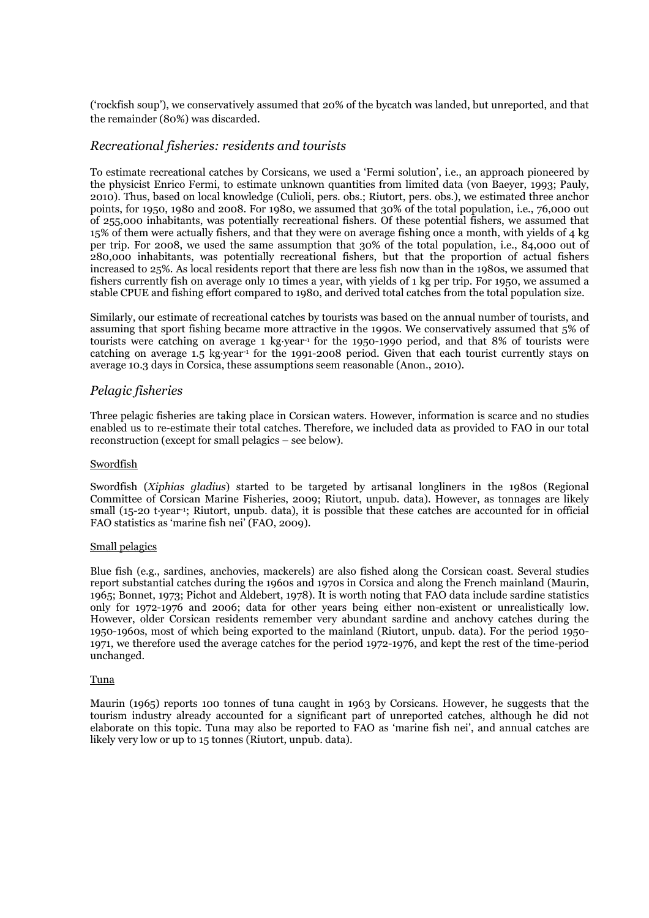('rockfish soup'), we conservatively assumed that 20% of the bycatch was landed, but unreported, and that the remainder (80%) was discarded.

## *Recreational fisheries: residents and tourists*

To estimate recreational catches by Corsicans, we used a 'Fermi solution', i.e., an approach pioneered by the physicist Enrico Fermi, to estimate unknown quantities from limited data (von Baeyer, 1993; Pauly, 2010). Thus, based on local knowledge (Culioli, pers. obs.; Riutort, pers. obs.), we estimated three anchor points, for 1950, 1980 and 2008. For 1980, we assumed that 30% of the total population, i.e., 76,000 out of 255,000 inhabitants, was potentially recreational fishers. Of these potential fishers, we assumed that 15% of them were actually fishers, and that they were on average fishing once a month, with yields of 4 kg per trip. For 2008, we used the same assumption that 30% of the total population, i.e., 84,000 out of 280,000 inhabitants, was potentially recreational fishers, but that the proportion of actual fishers increased to 25%. As local residents report that there are less fish now than in the 1980s, we assumed that fishers currently fish on average only 10 times a year, with yields of 1 kg per trip. For 1950, we assumed a stable CPUE and fishing effort compared to 1980, and derived total catches from the total population size.

Similarly, our estimate of recreational catches by tourists was based on the annual number of tourists, and assuming that sport fishing became more attractive in the 1990s. We conservatively assumed that 5% of tourists were catching on average 1 kg·year$^{-1}$ for the 1950-1990 period, and that 8% of tourists were catching on average 1.5 kg·year$^{-1}$ for the 1991-2008 period. Given that each tourist currently stays on average 10.3 days in Corsica, these assumptions seem reasonable (Anon., 2010).

## *Pelagic fisheries*

Three pelagic fisheries are taking place in Corsican waters. However, information is scarce and no studies enabled us to re-estimate their total catches. Therefore, we included data as provided to FAO in our total reconstruction (except for small pelagics – see below).

### Swordfish

Swordfish (*Xiphias gladius*) started to be targeted by artisanal longliners in the 1980s (Regional Committee of Corsican Marine Fisheries, 2009; Riutort, unpub. data). However, as tonnages are likely small (15-20 t·year$^{-1}$; Riutort, unpub. data), it is possible that these catches are accounted for in official FAO statistics as 'marine fish nei' (FAO, 2009).

### Small pelagics

Blue fish (e.g., sardines, anchovies, mackerels) are also fished along the Corsican coast. Several studies report substantial catches during the 1960s and 1970s in Corsica and along the French mainland (Maurin, 1965; Bonnet, 1973; Pichot and Aldebert, 1978). It is worth noting that FAO data include sardine statistics only for 1972-1976 and 2006; data for other years being either non-existent or unrealistically low. However, older Corsican residents remember very abundant sardine and anchovy catches during the 1950-1960s, most of which being exported to the mainland (Riutort, unpub. data). For the period 1950-1971, we therefore used the average catches for the period 1972-1976, and kept the rest of the time-period unchanged.

### Tuna

Maurin (1965) reports 100 tonnes of tuna caught in 1963 by Corsicans. However, he suggests that the tourism industry already accounted for a significant part of unreported catches, although he did not elaborate on this topic. Tuna may also be reported to FAO as 'marine fish nei', and annual catches are likely very low or up to 15 tonnes (Riutort, unpub. data).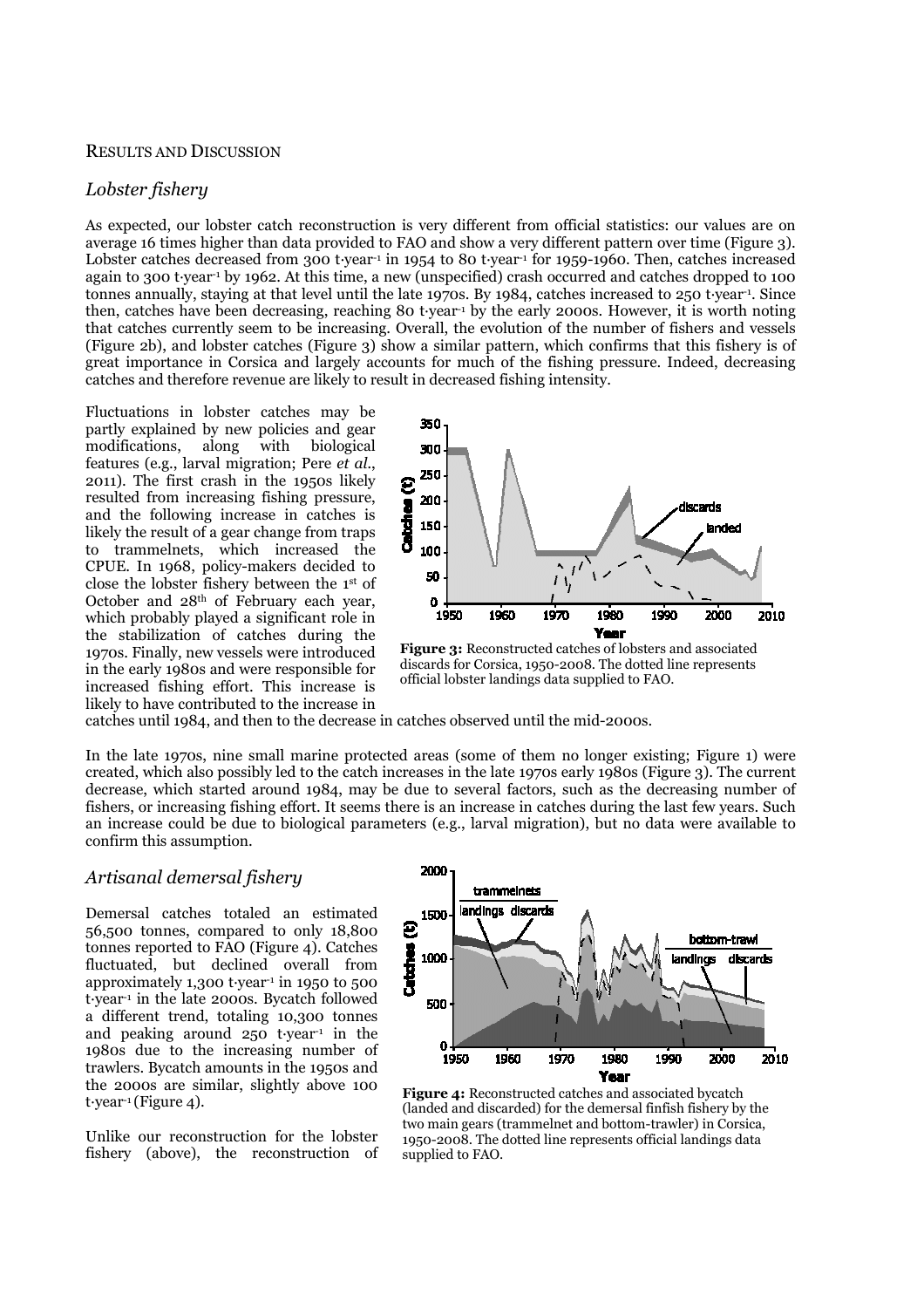## Results and Discussion

### *Lobster fishery*

As expected, our lobster catch reconstruction is very different from official statistics: our values are on average 16 times higher than data provided to FAO and show a very different pattern over time (Figure 3). Lobster catches decreased from 300 t·year$^{-1}$ in 1954 to 80 t·year$^{-1}$ for 1959-1960. Then, catches increased again to 300 t·year$^{-1}$ by 1962. At this time, a new (unspecified) crash occurred and catches dropped to 100 tonnes annually, staying at that level until the late 1970s. By 1984, catches increased to 250 t·year$^{-1}$. Since then, catches have been decreasing, reaching 80 t·year$^{-1}$ by the early 2000s. However, it is worth noting that catches currently seem to be increasing. Overall, the evolution of the number of fishers and vessels (Figure 2b), and lobster catches (Figure 3) show a similar pattern, which confirms that this fishery is of great importance in Corsica and largely accounts for much of the fishing pressure. Indeed, decreasing catches and therefore revenue are likely to result in decreased fishing intensity.

Fluctuations in lobster catches may be partly explained by new policies and gear modifications, along with biological features (e.g., larval migration; Pere *et al.*, 2011). The first crash in the 1950s likely resulted from increasing fishing pressure, and the following increase in catches is likely the result of a gear change from traps to trammelnets, which increased the CPUE. In 1968, policy-makers decided to close the lobster fishery between the 1st of October and 28th of February each year, which probably played a significant role in the stabilization of catches during the 1970s. Finally, new vessels were introduced in the early 1980s and were responsible for increased fishing effort. This increase is likely to have contributed to the increase in catches until 1984, and then to the decrease in catches observed until the mid-2000s.

**Figure 3:** Reconstructed catches of lobsters and associated discards for Corsica, 1950-2008. The dotted line represents official lobster landings data supplied to FAO.

In the late 1970s, nine small marine protected areas (some of them no longer existing; Figure 1) were created, which also possibly led to the catch increases in the late 1970s early 1980s (Figure 3). The current decrease, which started around 1984, may be due to several factors, such as the decreasing number of fishers, or increasing fishing effort. It seems there is an increase in catches during the last few years. Such an increase could be due to biological parameters (e.g., larval migration), but no data were available to confirm this assumption.

### *Artisanal demersal fishery*

Demersal catches totaled an estimated 56,500 tonnes, compared to only 18,800 tonnes reported to FAO (Figure 4). Catches fluctuated, but declined overall from approximately 1,300 t·year$^{-1}$ in 1950 to 500 t·year$^{-1}$ in the late 2000s. Bycatch followed a different trend, totaling 10,300 tonnes and peaking around 250 t·year$^{-1}$ in the 1980s due to the increasing number of trawlers. Bycatch amounts in the 1950s and the 2000s are similar, slightly above 100 t·year$^{-1}$ (Figure 4).

**Figure 4:** Reconstructed catches and associated bycatch (landed and discarded) for the demersal finfish fishery by the two main gears (trammelnet and bottom-trawler) in Corsica, 1950-2008. The dotted line represents official landings data supplied to FAO.

Unlike our reconstruction for the lobster fishery (above), the reconstruction of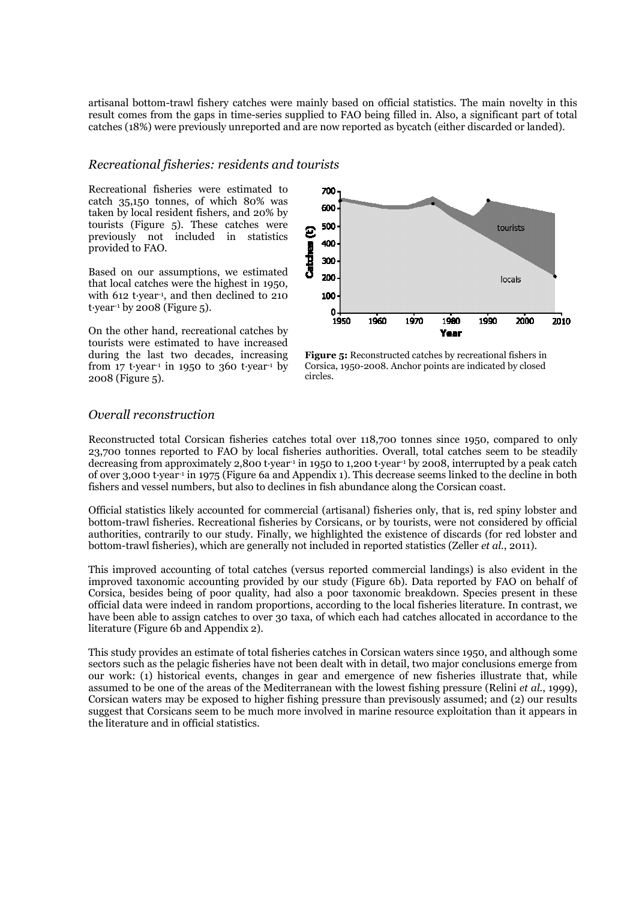artisanal bottom-trawl fishery catches were mainly based on official statistics. The main novelty in this result comes from the gaps in time-series supplied to FAO being filled in. Also, a significant part of total catches (18%) were previously unreported and are now reported as bycatch (either discarded or landed).

### *Recreational fisheries: residents and tourists*

Recreational fisheries were estimated to catch 35,150 tonnes, of which 80% was taken by local resident fishers, and 20% by tourists (Figure 5). These catches were previously not included in statistics provided to FAO.

Based on our assumptions, we estimated that local catches were the highest in 1950, with 612 t·year$^{-1}$, and then declined to 210 t·year$^{-1}$ by 2008 (Figure 5).

On the other hand, recreational catches by tourists were estimated to have increased during the last two decades, increasing from 17 t·year$^{-1}$ in 1950 to 360 t·year$^{-1}$ by 2008 (Figure 5).

**Figure 5:** Reconstructed catches by recreational fishers in Corsica, 1950-2008. Anchor points are indicated by closed circles.

### *Overall reconstruction*

Reconstructed total Corsican fisheries catches total over 118,700 tonnes since 1950, compared to only 23,700 tonnes reported to FAO by local fisheries authorities. Overall, total catches seem to be steadily decreasing from approximately 2,800 t·year$^{-1}$ in 1950 to 1,200 t·year$^{-1}$ by 2008, interrupted by a peak catch of over 3,000 t·year$^{-1}$ in 1975 (Figure 6a and Appendix 1). This decrease seems linked to the decline in both fishers and vessel numbers, but also to declines in fish abundance along the Corsican coast.

Official statistics likely accounted for commercial (artisanal) fisheries only, that is, red spiny lobster and bottom-trawl fisheries. Recreational fisheries by Corsicans, or by tourists, were not considered by official authorities, contrarily to our study. Finally, we highlighted the existence of discards (for red lobster and bottom-trawl fisheries), which are generally not included in reported statistics (Zeller *et al.*, 2011).

This improved accounting of total catches (versus reported commercial landings) is also evident in the improved taxonomic accounting provided by our study (Figure 6b). Data reported by FAO on behalf of Corsica, besides being of poor quality, had also a poor taxonomic breakdown. Species present in these official data were indeed in random proportions, according to the local fisheries literature. In contrast, we have been able to assign catches to over 30 taxa, of which each had catches allocated in accordance to the literature (Figure 6b and Appendix 2).

This study provides an estimate of total fisheries catches in Corsican waters since 1950, and although some sectors such as the pelagic fisheries have not been dealt with in detail, two major conclusions emerge from our work: (1) historical events, changes in gear and emergence of new fisheries illustrate that, while assumed to be one of the areas of the Mediterranean with the lowest fishing pressure (Relini *et al.*, 1999), Corsican waters may be exposed to higher fishing pressure than previsously assumed; and (2) our results suggest that Corsicans seem to be much more involved in marine resource exploitation than it appears in the literature and in official statistics.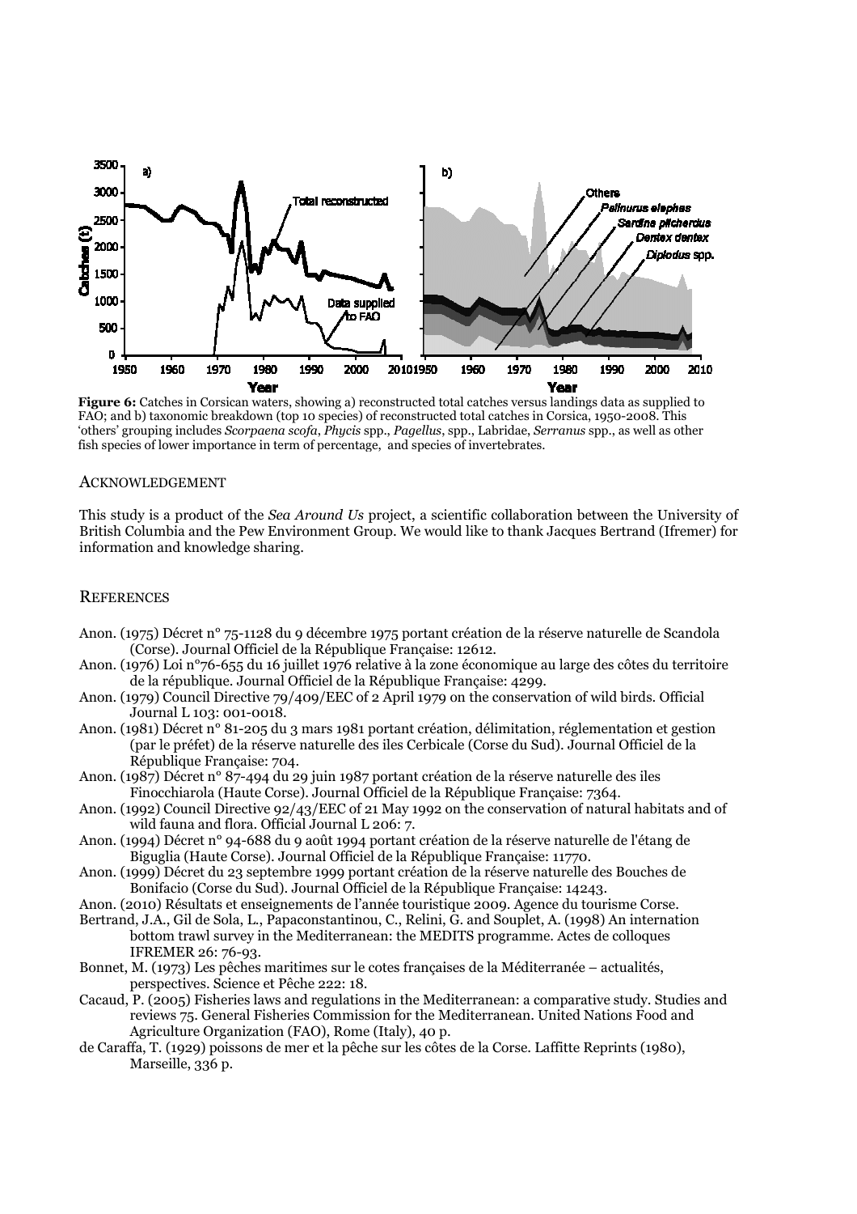**Figure 6:** Catches in Corsican waters, showing a) reconstructed total catches versus landings data as supplied to FAO; and b) taxonomic breakdown (top 10 species) of reconstructed total catches in Corsica, 1950-2008. This 'others' grouping includes *Scorpaena scofa*, *Phycis* spp., *Pagellus*, spp., Labridae, *Serranus* spp., as well as other fish species of lower importance in term of percentage, and species of invertebrates.

## ACKNOWLEDGEMENT

This study is a product of the *Sea Around Us* project, a scientific collaboration between the University of British Columbia and the Pew Environment Group. We would like to thank Jacques Bertrand (Ifremer) for information and knowledge sharing.

## REFERENCES

Anon. (1975) Décret n° 75-1128 du 9 décembre 1975 portant création de la réserve naturelle de Scandola (Corse). Journal Officiel de la République Française: 12612.

Anon. (1976) Loi n°76-655 du 16 juillet 1976 relative à la zone économique au large des côtes du territoire de la république. Journal Officiel de la République Française: 4299.

Anon. (1979) Council Directive 79/409/EEC of 2 April 1979 on the conservation of wild birds. Official Journal L 103: 001-0018.

Anon. (1981) Décret n° 81-205 du 3 mars 1981 portant création, délimitation, réglementation et gestion (par le préfet) de la réserve naturelle des iles Cerbicale (Corse du Sud). Journal Officiel de la République Française: 704.

Anon. (1987) Décret n° 87-494 du 29 juin 1987 portant création de la réserve naturelle des iles Finocchiarola (Haute Corse). Journal Officiel de la République Française: 7364.

Anon. (1992) Council Directive 92/43/EEC of 21 May 1992 on the conservation of natural habitats and of wild fauna and flora. Official Journal L 206: 7.

Anon. (1994) Décret n° 94-688 du 9 août 1994 portant création de la réserve naturelle de l'étang de Biguglia (Haute Corse). Journal Officiel de la République Française: 11770.

Anon. (1999) Décret du 23 septembre 1999 portant création de la réserve naturelle des Bouches de Bonifacio (Corse du Sud). Journal Officiel de la République Française: 14243.

Anon. (2010) Résultats et enseignements de l'année touristique 2009. Agence du tourisme Corse.

Bertrand, J.A., Gil de Sola, L., Papaconstantinou, C., Relini, G. and Souplet, A. (1998) An internation bottom trawl survey in the Mediterranean: the MEDITS programme. Actes de colloques IFREMER 26: 76-93.

Bonnet, M. (1973) Les pêches maritimes sur le cotes françaises de la Méditerranée – actualités, perspectives. Science et Pêche 222: 18.

Cacaud, P. (2005) Fisheries laws and regulations in the Mediterranean: a comparative study. Studies and reviews 75. General Fisheries Commission for the Mediterranean. United Nations Food and Agriculture Organization (FAO), Rome (Italy), 40 p.

de Caraffa, T. (1929) poissons de mer et la pêche sur les côtes de la Corse. Laffitte Reprints (1980), Marseille, 336 p.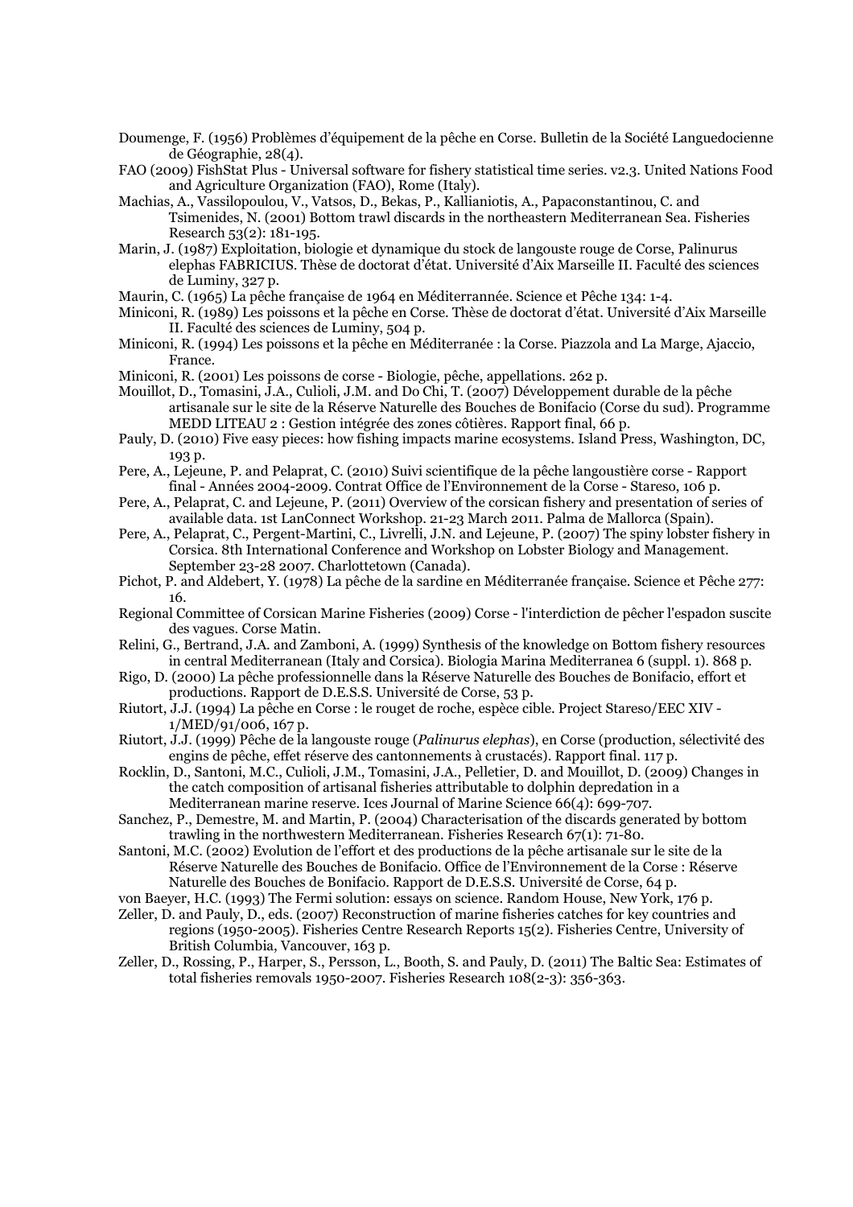Doumenge, F. (1956) Problèmes d'équipement de la pêche en Corse. Bulletin de la Société Languedocienne de Géographie, 28(4).

FAO (2009) FishStat Plus - Universal software for fishery statistical time series. v2.3. United Nations Food and Agriculture Organization (FAO), Rome (Italy).

Machias, A., Vassilopoulou, V., Vatsos, D., Bekas, P., Kallianiotis, A., Papaconstantinou, C. and Tsimenides, N. (2001) Bottom trawl discards in the northeastern Mediterranean Sea. Fisheries Research 53(2): 181-195.

Marin, J. (1987) Exploitation, biologie et dynamique du stock de langouste rouge de Corse, Palinurus elephas FABRICIUS. Thèse de doctorat d'état. Université d'Aix Marseille II. Faculté des sciences de Luminy, 327 p.

Maurin, C. (1965) La pêche française de 1964 en Méditerrannée. Science et Pêche 134: 1-4.

Miniconi, R. (1989) Les poissons et la pêche en Corse. Thèse de doctorat d'état. Université d'Aix Marseille II. Faculté des sciences de Luminy, 504 p.

Miniconi, R. (1994) Les poissons et la pêche en Méditerranée : la Corse. Piazzola and La Marge, Ajaccio, France.

Miniconi, R. (2001) Les poissons de corse - Biologie, pêche, appellations. 262 p.

Mouillot, D., Tomasini, J.A., Culioli, J.M. and Do Chi, T. (2007) Développement durable de la pêche artisanale sur le site de la Réserve Naturelle des Bouches de Bonifacio (Corse du sud). Programme MEDD LITEAU 2 : Gestion intégrée des zones côtières. Rapport final, 66 p.

Pauly, D. (2010) Five easy pieces: how fishing impacts marine ecosystems. Island Press, Washington, DC, 193 p.

Pere, A., Lejeune, P. and Pelaprat, C. (2010) Suivi scientifique de la pêche langoustière corse - Rapport final - Années 2004-2009. Contrat Office de l'Environnement de la Corse - Stareso, 106 p.

Pere, A., Pelaprat, C. and Lejeune, P. (2011) Overview of the corsican fishery and presentation of series of available data. 1st LanConnect Workshop. 21-23 March 2011. Palma de Mallorca (Spain).

Pere, A., Pelaprat, C., Pergent-Martini, C., Livrelli, J.N. and Lejeune, P. (2007) The spiny lobster fishery in Corsica. 8th International Conference and Workshop on Lobster Biology and Management. September 23-28 2007. Charlottetown (Canada).

Pichot, P. and Aldebert, Y. (1978) La pêche de la sardine en Méditerranée française. Science et Pêche 277: 16.

Regional Committee of Corsican Marine Fisheries (2009) Corse - l'interdiction de pêcher l'espadon suscite des vagues. Corse Matin.

Relini, G., Bertrand, J.A. and Zamboni, A. (1999) Synthesis of the knowledge on Bottom fishery resources in central Mediterranean (Italy and Corsica). Biologia Marina Mediterranea 6 (suppl. 1). 868 p.

Rigo, D. (2000) La pêche professionnelle dans la Réserve Naturelle des Bouches de Bonifacio, effort et productions. Rapport de D.E.S.S. Université de Corse, 53 p.

Riutort, J.J. (1994) La pêche en Corse : le rouget de roche, espèce cible. Project Stareso/EEC XIV - 1/MED/91/006, 167 p.

Riutort, J.J. (1999) Pêche de la langouste rouge (*Palinurus elephas*), en Corse (production, sélectivité des engins de pêche, effet réserve des cantonnements à crustacés). Rapport final. 117 p.

Rocklin, D., Santoni, M.C., Culioli, J.M., Tomasini, J.A., Pelletier, D. and Mouillot, D. (2009) Changes in the catch composition of artisanal fisheries attributable to dolphin depredation in a Mediterranean marine reserve. Ices Journal of Marine Science 66(4): 699-707.

Sanchez, P., Demestre, M. and Martin, P. (2004) Characterisation of the discards generated by bottom trawling in the northwestern Mediterranean. Fisheries Research 67(1): 71-80.

Santoni, M.C. (2002) Evolution de l'effort et des productions de la pêche artisanale sur le site de la Réserve Naturelle des Bouches de Bonifacio. Office de l'Environnement de la Corse : Réserve Naturelle des Bouches de Bonifacio. Rapport de D.E.S.S. Université de Corse, 64 p.

von Baeyer, H.C. (1993) The Fermi solution: essays on science. Random House, New York, 176 p.

Zeller, D. and Pauly, D., eds. (2007) Reconstruction of marine fisheries catches for key countries and regions (1950-2005). Fisheries Centre Research Reports 15(2). Fisheries Centre, University of British Columbia, Vancouver, 163 p.

Zeller, D., Rossing, P., Harper, S., Persson, L., Booth, S. and Pauly, D. (2011) The Baltic Sea: Estimates of total fisheries removals 1950-2007. Fisheries Research 108(2-3): 356-363.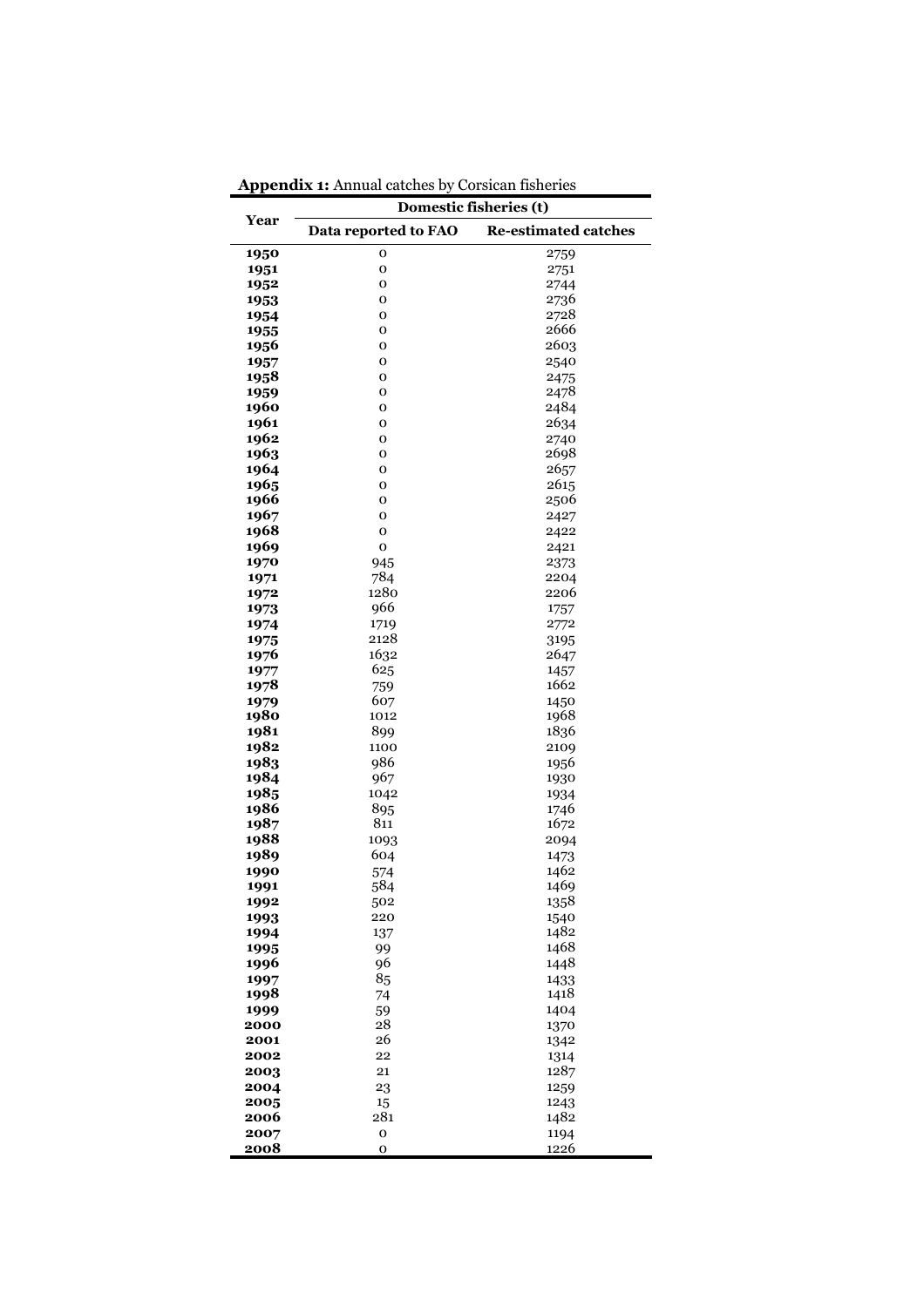**Appendix 1:** Annual catches by Corsican fisheries

| Year | Domestic fisheries (t) | |
|---|---|---|
| | **Data reported to FAO** | **Re-estimated catches** |
| **1950** | 0 | 2759 |
| **1951** | 0 | 2751 |
| **1952** | 0 | 2744 |
| **1953** | 0 | 2736 |
| **1954** | 0 | 2728 |
| **1955** | 0 | 2666 |
| **1956** | 0 | 2603 |
| **1957** | 0 | 2540 |
| **1958** | 0 | 2475 |
| **1959** | 0 | 2478 |
| **1960** | 0 | 2484 |
| **1961** | 0 | 2634 |
| **1962** | 0 | 2740 |
| **1963** | 0 | 2698 |
| **1964** | 0 | 2657 |
| **1965** | 0 | 2615 |
| **1966** | 0 | 2506 |
| **1967** | 0 | 2427 |
| **1968** | 0 | 2422 |
| **1969** | 0 | 2421 |
| **1970** | 945 | 2373 |
| **1971** | 784 | 2204 |
| **1972** | 1280 | 2206 |
| **1973** | 966 | 1757 |
| **1974** | 1719 | 2772 |
| **1975** | 2128 | 3195 |
| **1976** | 1632 | 2647 |
| **1977** | 625 | 1457 |
| **1978** | 759 | 1662 |
| **1979** | 607 | 1450 |
| **1980** | 1012 | 1968 |
| **1981** | 899 | 1836 |
| **1982** | 1100 | 2109 |
| **1983** | 986 | 1956 |
| **1984** | 967 | 1930 |
| **1985** | 1042 | 1934 |
| **1986** | 895 | 1746 |
| **1987** | 811 | 1672 |
| **1988** | 1093 | 2094 |
| **1989** | 604 | 1473 |
| **1990** | 574 | 1462 |
| **1991** | 584 | 1469 |
| **1992** | 502 | 1358 |
| **1993** | 220 | 1540 |
| **1994** | 137 | 1482 |
| **1995** | 99 | 1468 |
| **1996** | 96 | 1448 |
| **1997** | 85 | 1433 |
| **1998** | 74 | 1418 |
| **1999** | 59 | 1404 |
| **2000** | 28 | 1370 |
| **2001** | 26 | 1342 |
| **2002** | 22 | 1314 |
| **2003** | 21 | 1287 |
| **2004** | 23 | 1259 |
| **2005** | 15 | 1243 |
| **2006** | 281 | 1482 |
| **2007** | 0 | 1194 |
| **2008** | 0 | 1226 |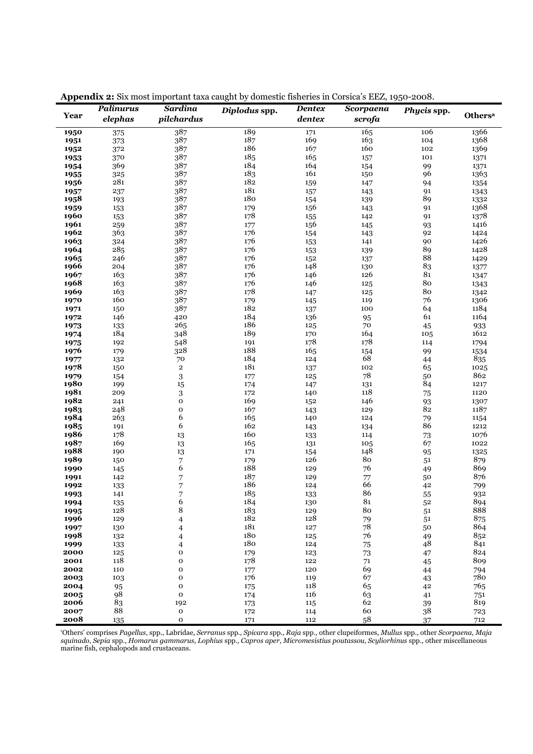**Appendix 2:** Six most important taxa caught by domestic fisheries in Corsica's EEZ, 1950-2008.

| Year | *Palinurus elephas* | *Sardina pilchardus* | *Diplodus* spp. | *Dentex dentex* | *Scorpaena scrofa* | *Phycis* spp. | Others[a] |
|---|---|---|---|---|---|---|---|
| **1950** | 375 | 387 | 189 | 171 | 165 | 106 | 1366 |
| **1951** | 373 | 387 | 187 | 169 | 163 | 104 | 1368 |
| **1952** | 372 | 387 | 186 | 167 | 160 | 102 | 1369 |
| **1953** | 370 | 387 | 185 | 165 | 157 | 101 | 1371 |
| **1954** | 369 | 387 | 184 | 164 | 154 | 99 | 1371 |
| **1955** | 325 | 387 | 183 | 161 | 150 | 96 | 1363 |
| **1956** | 281 | 387 | 182 | 159 | 147 | 94 | 1354 |
| **1957** | 237 | 387 | 181 | 157 | 143 | 91 | 1343 |
| **1958** | 193 | 387 | 180 | 154 | 139 | 89 | 1332 |
| **1959** | 153 | 387 | 179 | 156 | 143 | 91 | 1368 |
| **1960** | 153 | 387 | 178 | 155 | 142 | 91 | 1378 |
| **1961** | 259 | 387 | 177 | 156 | 145 | 93 | 1416 |
| **1962** | 363 | 387 | 176 | 154 | 143 | 92 | 1424 |
| **1963** | 324 | 387 | 176 | 153 | 141 | 90 | 1426 |
| **1964** | 285 | 387 | 176 | 153 | 139 | 89 | 1428 |
| **1965** | 246 | 387 | 176 | 152 | 137 | 88 | 1429 |
| **1966** | 204 | 387 | 176 | 148 | 130 | 83 | 1377 |
| **1967** | 163 | 387 | 176 | 146 | 126 | 81 | 1347 |
| **1968** | 163 | 387 | 176 | 146 | 125 | 80 | 1343 |
| **1969** | 163 | 387 | 178 | 147 | 125 | 80 | 1342 |
| **1970** | 160 | 387 | 179 | 145 | 119 | 76 | 1306 |
| **1971** | 150 | 387 | 182 | 137 | 100 | 64 | 1184 |
| **1972** | 146 | 420 | 184 | 136 | 95 | 61 | 1164 |
| **1973** | 133 | 265 | 186 | 125 | 70 | 45 | 933 |
| **1974** | 184 | 348 | 189 | 170 | 164 | 105 | 1612 |
| **1975** | 192 | 548 | 191 | 178 | 178 | 114 | 1794 |
| **1976** | 179 | 328 | 188 | 165 | 154 | 99 | 1534 |
| **1977** | 132 | 70 | 184 | 124 | 68 | 44 | 835 |
| **1978** | 150 | 2 | 181 | 137 | 102 | 65 | 1025 |
| **1979** | 154 | 3 | 177 | 125 | 78 | 50 | 862 |
| **1980** | 199 | 15 | 174 | 147 | 131 | 84 | 1217 |
| **1981** | 209 | 3 | 172 | 140 | 118 | 75 | 1120 |
| **1982** | 241 | 0 | 169 | 152 | 146 | 93 | 1307 |
| **1983** | 248 | 0 | 167 | 143 | 129 | 82 | 1187 |
| **1984** | 263 | 6 | 165 | 140 | 124 | 79 | 1154 |
| **1985** | 191 | 6 | 162 | 143 | 134 | 86 | 1212 |
| **1986** | 178 | 13 | 160 | 133 | 114 | 73 | 1076 |
| **1987** | 169 | 13 | 165 | 131 | 105 | 67 | 1022 |
| **1988** | 190 | 13 | 171 | 154 | 148 | 95 | 1325 |
| **1989** | 150 | 7 | 179 | 126 | 80 | 51 | 879 |
| **1990** | 145 | 6 | 188 | 129 | 76 | 49 | 869 |
| **1991** | 142 | 7 | 187 | 129 | 77 | 50 | 876 |
| **1992** | 133 | 7 | 186 | 124 | 66 | 42 | 799 |
| **1993** | 141 | 7 | 185 | 133 | 86 | 55 | 932 |
| **1994** | 135 | 6 | 184 | 130 | 81 | 52 | 894 |
| **1995** | 128 | 8 | 183 | 129 | 80 | 51 | 888 |
| **1996** | 129 | 4 | 182 | 128 | 79 | 51 | 875 |
| **1997** | 130 | 4 | 181 | 127 | 78 | 50 | 864 |
| **1998** | 132 | 4 | 180 | 125 | 76 | 49 | 852 |
| **1999** | 133 | 4 | 180 | 124 | 75 | 48 | 841 |
| **2000** | 125 | 0 | 179 | 123 | 73 | 47 | 824 |
| **2001** | 118 | 0 | 178 | 122 | 71 | 45 | 809 |
| **2002** | 110 | 0 | 177 | 120 | 69 | 44 | 794 |
| **2003** | 103 | 0 | 176 | 119 | 67 | 43 | 780 |
| **2004** | 95 | 0 | 175 | 118 | 65 | 42 | 765 |
| **2005** | 98 | 0 | 174 | 116 | 63 | 41 | 751 |
| **2006** | 83 | 192 | 173 | 115 | 62 | 39 | 819 |
| **2007** | 88 | 0 | 172 | 114 | 60 | 38 | 723 |
| **2008** | 135 | 0 | 171 | 112 | 58 | 37 | 712 |

'Others' comprises *Pagellus*, spp., Labridae, *Serranus* spp., *Spicara* spp., *Raja* spp., other clupeiformes, *Mullus* spp., other *Scorpaena*, *Maja squinado*, *Sepia* spp., *Homarus gammarus*, *Lophius* spp., *Capros aper*, *Micromesistius poutassou*, *Scyliorhinus* spp., other miscellaneous marine fish, cephalopods and crustaceans.